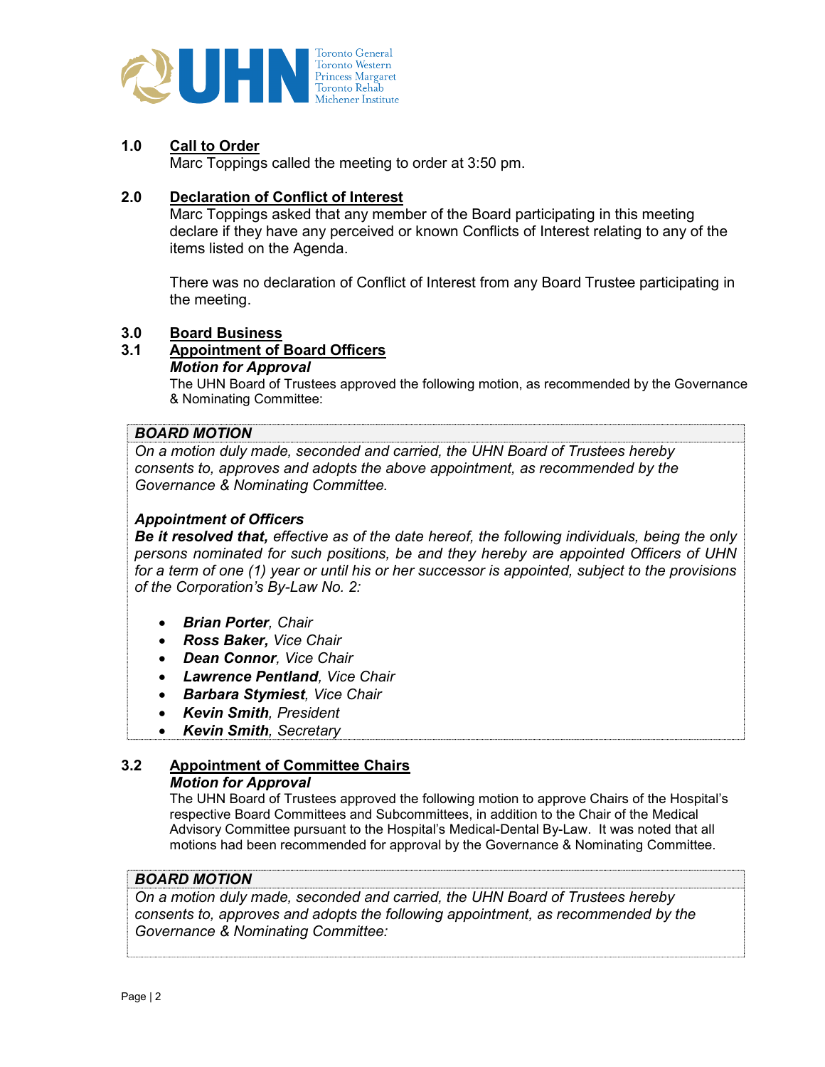## 1.0 Call to Order

Marc Toppings called the meeting to order at 3:50 pm.

## 2.0 Declaration of Conflict of Interest

Marc Toppings asked that any member of the Board participating in this meeting declare if they have any perceived or known Conflicts of Interest relating to any of the items listed on the Agenda.

There was no declaration of Conflict of Interest from any Board Trustee participating in the meeting.

## 3.0 Board Business

### 3.1 Appointment of Board Officers

***Motion for Approval***

The UHN Board of Trustees approved the following motion, as recommended by the Governance & Nominating Committee:

***BOARD MOTION***

*On a motion duly made, seconded and carried, the UHN Board of Trustees hereby consents to, approves and adopts the above appointment, as recommended by the Governance & Nominating Committee.*

***Appointment of Officers***

***Be it resolved that,*** *effective as of the date hereof, the following individuals, being the only persons nominated for such positions, be and they hereby are appointed Officers of UHN for a term of one (1) year or until his or her successor is appointed, subject to the provisions of the Corporation's By-Law No. 2:*

- ***Brian Porter****, Chair*
- ***Ross Baker,*** *Vice Chair*
- ***Dean Connor****, Vice Chair*
- ***Lawrence Pentland****, Vice Chair*
- ***Barbara Stymiest****, Vice Chair*
- ***Kevin Smith****, President*
- ***Kevin Smith****, Secretary*

### 3.2 Appointment of Committee Chairs

***Motion for Approval***

The UHN Board of Trustees approved the following motion to approve Chairs of the Hospital's respective Board Committees and Subcommittees, in addition to the Chair of the Medical Advisory Committee pursuant to the Hospital's Medical-Dental By-Law. It was noted that all motions had been recommended for approval by the Governance & Nominating Committee.

***BOARD MOTION***

*On a motion duly made, seconded and carried, the UHN Board of Trustees hereby consents to, approves and adopts the following appointment, as recommended by the Governance & Nominating Committee:*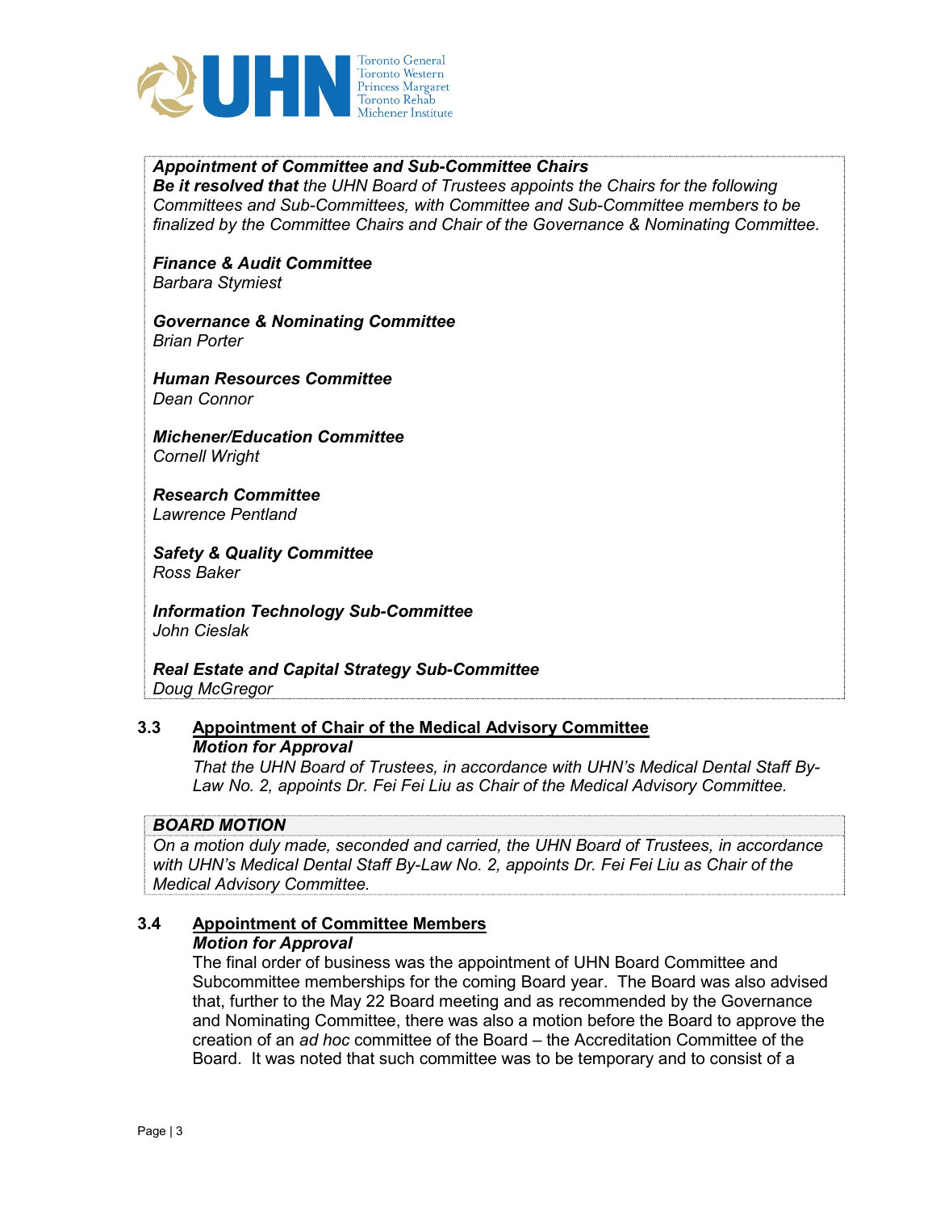***Appointment of Committee and Sub-Committee Chairs***
***Be it resolved that*** *the UHN Board of Trustees appoints the Chairs for the following Committees and Sub-Committees, with Committee and Sub-Committee members to be finalized by the Committee Chairs and Chair of the Governance & Nominating Committee.*

***Finance & Audit Committee***
*Barbara Stymiest*

***Governance & Nominating Committee***
*Brian Porter*

***Human Resources Committee***
*Dean Connor*

***Michener/Education Committee***
*Cornell Wright*

***Research Committee***
*Lawrence Pentland*

***Safety & Quality Committee***
*Ross Baker*

***Information Technology Sub-Committee***
*John Cieslak*

***Real Estate and Capital Strategy Sub-Committee***
*Doug McGregor*

### 3.3 Appointment of Chair of the Medical Advisory Committee

***Motion for Approval***
*That the UHN Board of Trustees, in accordance with UHN's Medical Dental Staff By-Law No. 2, appoints Dr. Fei Fei Liu as Chair of the Medical Advisory Committee.*

***BOARD MOTION***
*On a motion duly made, seconded and carried, the UHN Board of Trustees, in accordance with UHN's Medical Dental Staff By-Law No. 2, appoints Dr. Fei Fei Liu as Chair of the Medical Advisory Committee.*

### 3.4 Appointment of Committee Members

***Motion for Approval***
The final order of business was the appointment of UHN Board Committee and Subcommittee memberships for the coming Board year. The Board was also advised that, further to the May 22 Board meeting and as recommended by the Governance and Nominating Committee, there was also a motion before the Board to approve the creation of an *ad hoc* committee of the Board – the Accreditation Committee of the Board. It was noted that such committee was to be temporary and to consist of a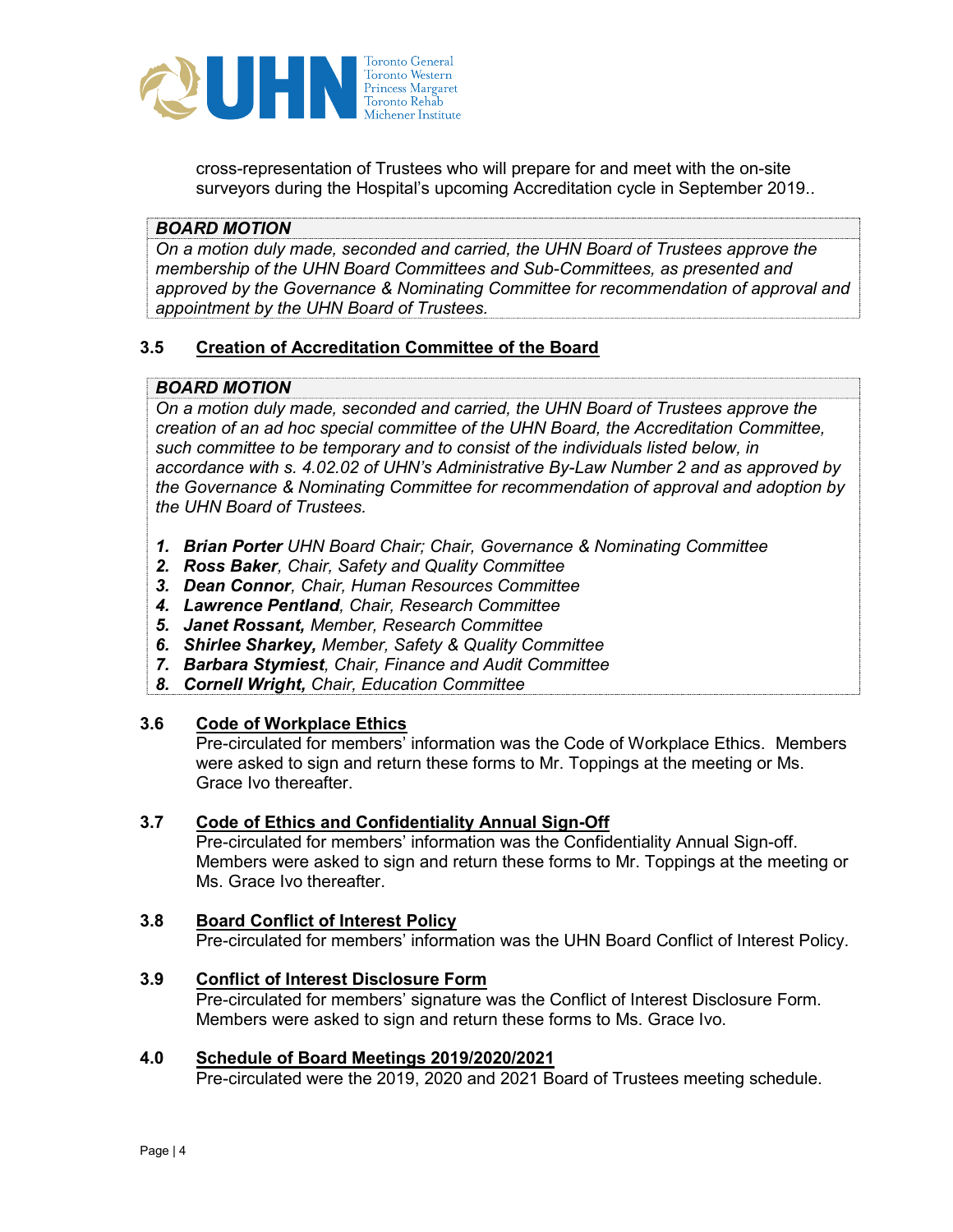cross-representation of Trustees who will prepare for and meet with the on-site surveyors during the Hospital's upcoming Accreditation cycle in September 2019..

***BOARD MOTION***
*On a motion duly made, seconded and carried, the UHN Board of Trustees approve the membership of the UHN Board Committees and Sub-Committees, as presented and approved by the Governance & Nominating Committee for recommendation of approval and appointment by the UHN Board of Trustees.*

### 3.5 Creation of Accreditation Committee of the Board

***BOARD MOTION***
*On a motion duly made, seconded and carried, the UHN Board of Trustees approve the creation of an ad hoc special committee of the UHN Board, the Accreditation Committee, such committee to be temporary and to consist of the individuals listed below, in accordance with s. 4.02.02 of UHN's Administrative By-Law Number 2 and as approved by the Governance & Nominating Committee for recommendation of approval and adoption by the UHN Board of Trustees.*

1. ***Brian Porter*** *UHN Board Chair; Chair, Governance & Nominating Committee*
2. ***Ross Baker****, Chair, Safety and Quality Committee*
3. ***Dean Connor****, Chair, Human Resources Committee*
4. ***Lawrence Pentland****, Chair, Research Committee*
5. ***Janet Rossant,*** *Member, Research Committee*
6. ***Shirlee Sharkey,*** *Member, Safety & Quality Committee*
7. ***Barbara Stymiest****, Chair, Finance and Audit Committee*
8. ***Cornell Wright,*** *Chair, Education Committee*

### 3.6 Code of Workplace Ethics

Pre-circulated for members' information was the Code of Workplace Ethics. Members were asked to sign and return these forms to Mr. Toppings at the meeting or Ms. Grace Ivo thereafter.

### 3.7 Code of Ethics and Confidentiality Annual Sign-Off

Pre-circulated for members' information was the Confidentiality Annual Sign-off. Members were asked to sign and return these forms to Mr. Toppings at the meeting or Ms. Grace Ivo thereafter.

### 3.8 Board Conflict of Interest Policy

Pre-circulated for members' information was the UHN Board Conflict of Interest Policy.

### 3.9 Conflict of Interest Disclosure Form

Pre-circulated for members' signature was the Conflict of Interest Disclosure Form. Members were asked to sign and return these forms to Ms. Grace Ivo.

## 4.0 Schedule of Board Meetings 2019/2020/2021

Pre-circulated were the 2019, 2020 and 2021 Board of Trustees meeting schedule.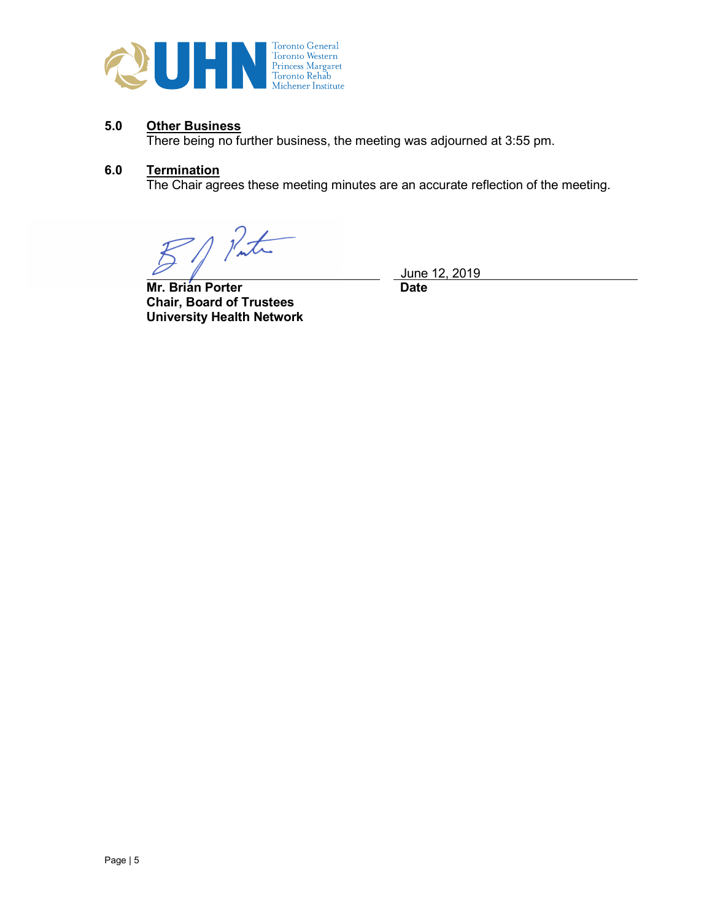## 5.0 Other Business

There being no further business, the meeting was adjourned at 3:55 pm.

## 6.0 Termination

The Chair agrees these meeting minutes are an accurate reflection of the meeting.

**Mr. Brian Porter**
**Chair, Board of Trustees**
**University Health Network**

June 12, 2019
**Date**